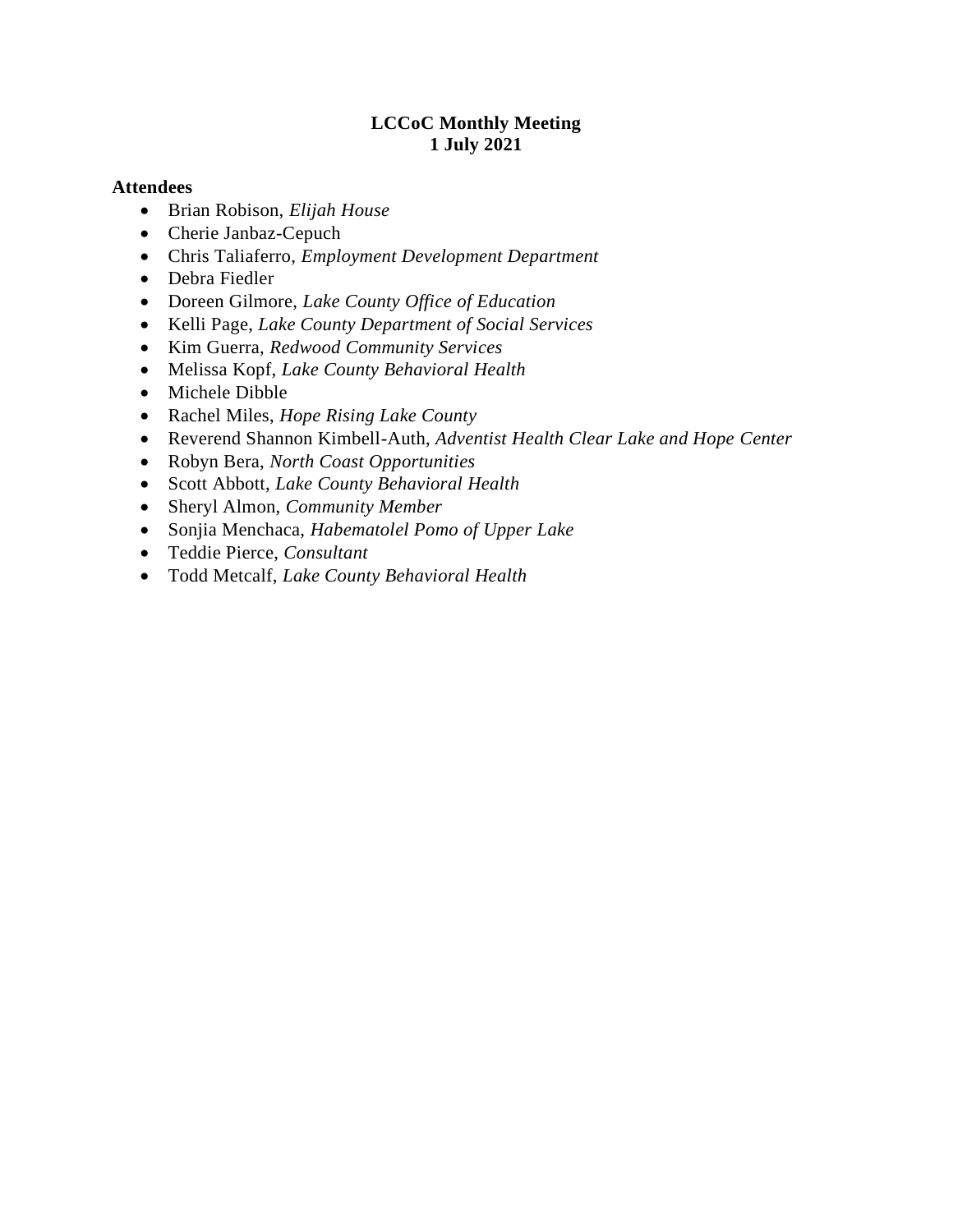# LCCoC Monthly Meeting
# 1 July 2021

**Attendees**

- Brian Robison, *Elijah House*
- Cherie Janbaz-Cepuch
- Chris Taliaferro, *Employment Development Department*
- Debra Fiedler
- Doreen Gilmore, *Lake County Office of Education*
- Kelli Page, *Lake County Department of Social Services*
- Kim Guerra, *Redwood Community Services*
- Melissa Kopf, *Lake County Behavioral Health*
- Michele Dibble
- Rachel Miles, *Hope Rising Lake County*
- Reverend Shannon Kimbell-Auth, *Adventist Health Clear Lake and Hope Center*
- Robyn Bera, *North Coast Opportunities*
- Scott Abbott, *Lake County Behavioral Health*
- Sheryl Almon, *Community Member*
- Sonjia Menchaca, *Habematolel Pomo of Upper Lake*
- Teddie Pierce, *Consultant*
- Todd Metcalf, *Lake County Behavioral Health*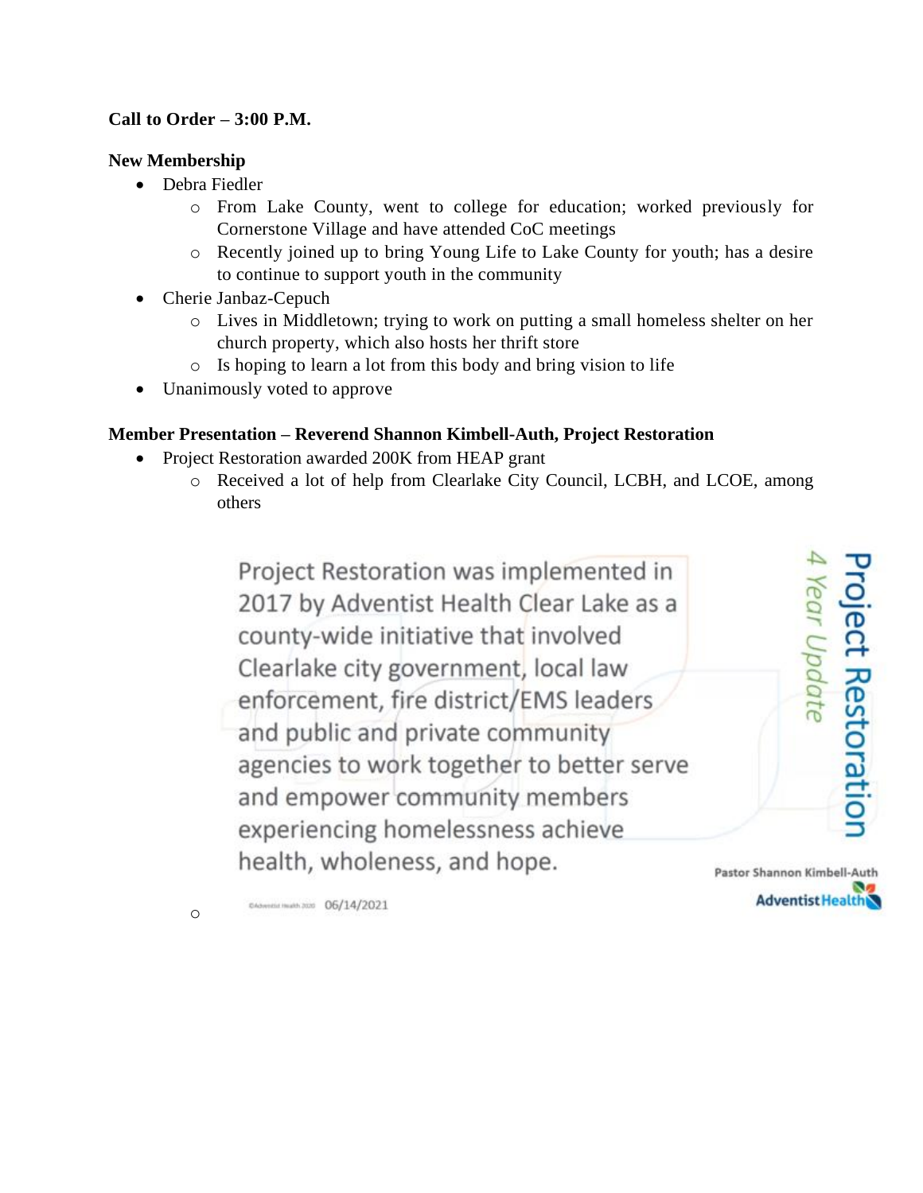**Call to Order – 3:00 P.M.**

**New Membership**

- Debra Fiedler
    - From Lake County, went to college for education; worked previously for Cornerstone Village and have attended CoC meetings
    - Recently joined up to bring Young Life to Lake County for youth; has a desire to continue to support youth in the community
- Cherie Janbaz-Cepuch
    - Lives in Middletown; trying to work on putting a small homeless shelter on her church property, which also hosts her thrift store
    - Is hoping to learn a lot from this body and bring vision to life
- Unanimously voted to approve

**Member Presentation – Reverend Shannon Kimbell-Auth, Project Restoration**

- Project Restoration awarded 200K from HEAP grant
    - Received a lot of help from Clearlake City Council, LCBH, and LCOE, among others
    - Project Restoration was implemented in 2017 by Adventist Health Clear Lake as a county-wide initiative that involved Clearlake city government, local law enforcement, fire district/EMS leaders and public and private community agencies to work together to better serve and empower community members experiencing homelessness achieve health, wholeness, and hope.

      Project Restoration
      4 Year Update

      Pastor Shannon Kimbell-Auth
      Adventist Health

      ©Adventist Health 2020 06/14/2021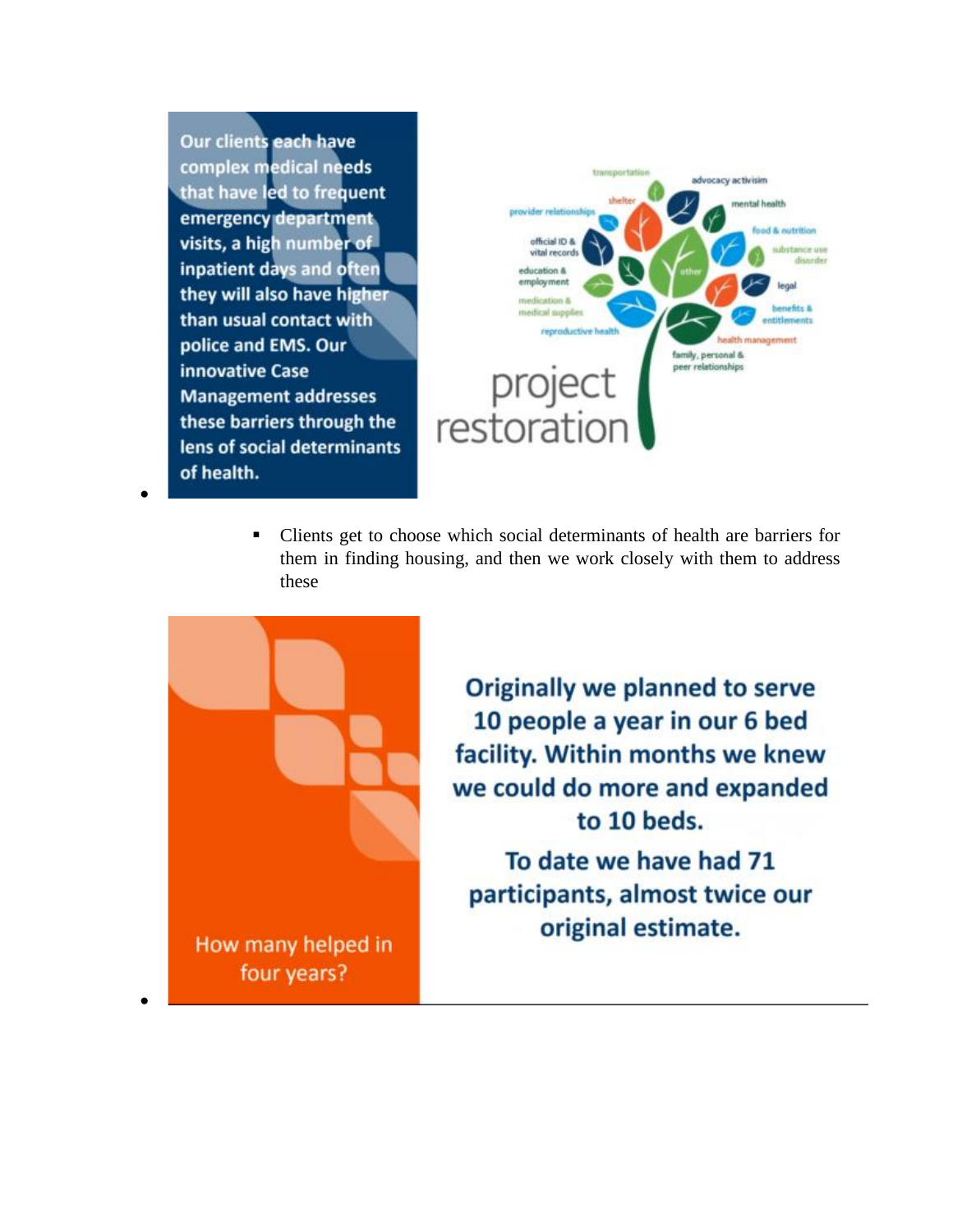- Our clients each have complex medical needs that have led to frequent emergency department visits, a high number of inpatient days and often they will also have higher than usual contact with police and EMS. Our innovative Case Management addresses these barriers through the lens of social determinants of health.

  transportation, advocacy activism, shelter, mental health, provider relationships, food & nutrition, official ID & vital records, substance use disorder, education & employment, other, legal, medication & medical supplies, benefits & entitlements, reproductive health, health management, family, personal & peer relationships

  project restoration

    - Clients get to choose which social determinants of health are barriers for them in finding housing, and then we work closely with them to address these

- How many helped in four years?

  Originally we planned to serve 10 people a year in our 6 bed facility. Within months we knew we could do more and expanded to 10 beds.

  To date we have had 71 participants, almost twice our original estimate.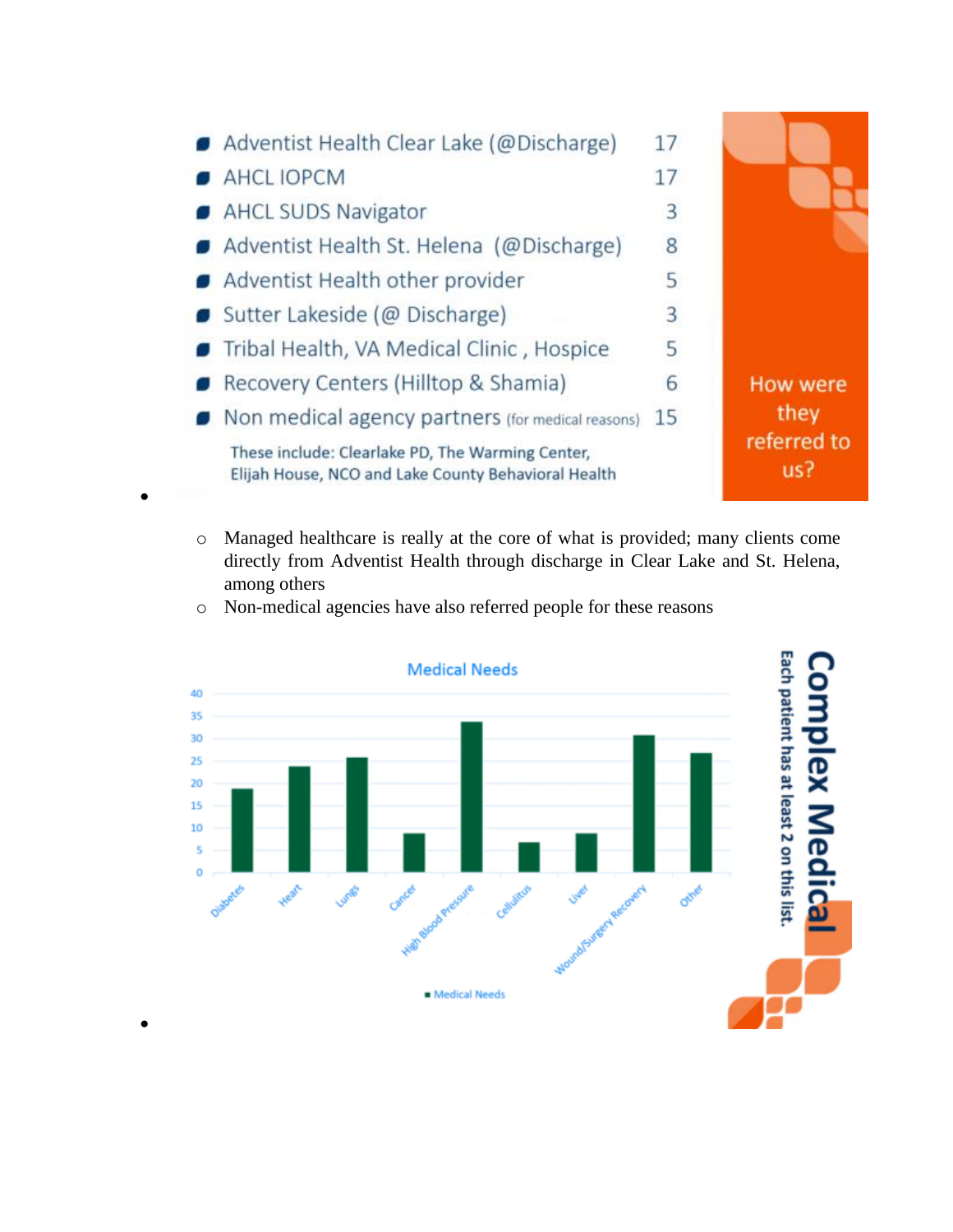- Adventist Health Clear Lake (@Discharge) 17
- AHCL IOPCM 17
- AHCL SUDS Navigator 3
- Adventist Health St. Helena (@Discharge) 8
- Adventist Health other provider 5
- Sutter Lakeside (@ Discharge) 3
- Tribal Health, VA Medical Clinic , Hospice 5
- Recovery Centers (Hilltop & Shamia) 6
- Non medical agency partners (for medical reasons) 15

  These include: Clearlake PD, The Warming Center, Elijah House, NCO and Lake County Behavioral Health

How were they referred to us?

- 
  - Managed healthcare is really at the core of what is provided; many clients come directly from Adventist Health through discharge in Clear Lake and St. Helena, among others
  - Non-medical agencies have also referred people for these reasons

**Medical Needs**

| Medical Need | Count |
|---|---|
| Diabetes | 19 |
| Heart | 24 |
| Lungs | 26 |
| Cancer | 9 |
| High Blood Pressure | 34 |
| Cellulitus | 7 |
| Liver | 9 |
| Wound/Surgery Recovery | 31 |
| Other | 27 |

**Complex Medical**

Each patient has at least 2 on this list.

-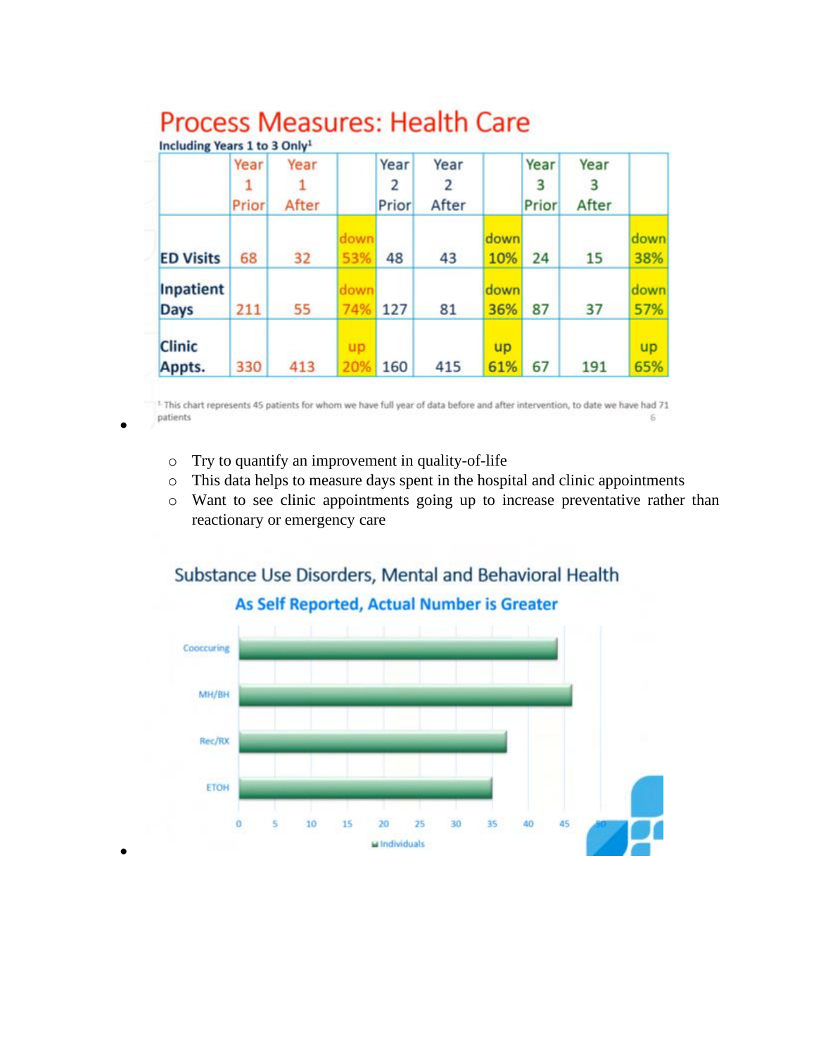- ## Process Measures: Health Care

  **Including Years 1 to 3 Only[1]**

  | | Year 1 Prior | Year 1 After | | Year 2 Prior | Year 2 After | | Year 3 Prior | Year 3 After | |
  |---|---|---|---|---|---|---|---|---|---|
  | **ED Visits** | 68 | 32 | down 53% | 48 | 43 | down 10% | 24 | 15 | down 38% |
  | **Inpatient Days** | 211 | 55 | down 74% | 127 | 81 | down 36% | 87 | 37 | down 57% |
  | **Clinic Appts.** | 330 | 413 | up 20% | 160 | 415 | up 61% | 67 | 191 | up 65% |

  [1] This chart represents 45 patients for whom we have full year of data before and after intervention, to date we have had 71 patients

  - Try to quantify an improvement in quality-of-life
  - This data helps to measure days spent in the hospital and clinic appointments
  - Want to see clinic appointments going up to increase preventative rather than reactionary or emergency care

- ## Substance Use Disorders, Mental and Behavioral Health

  **As Self Reported, Actual Number is Greater**

  | Category | Individuals (approx.) |
  |---|---|
  | Cooccuring | 44 |
  | MH/BH | 46 |
  | Rec/RX | 37 |
  | ETOH | 35 |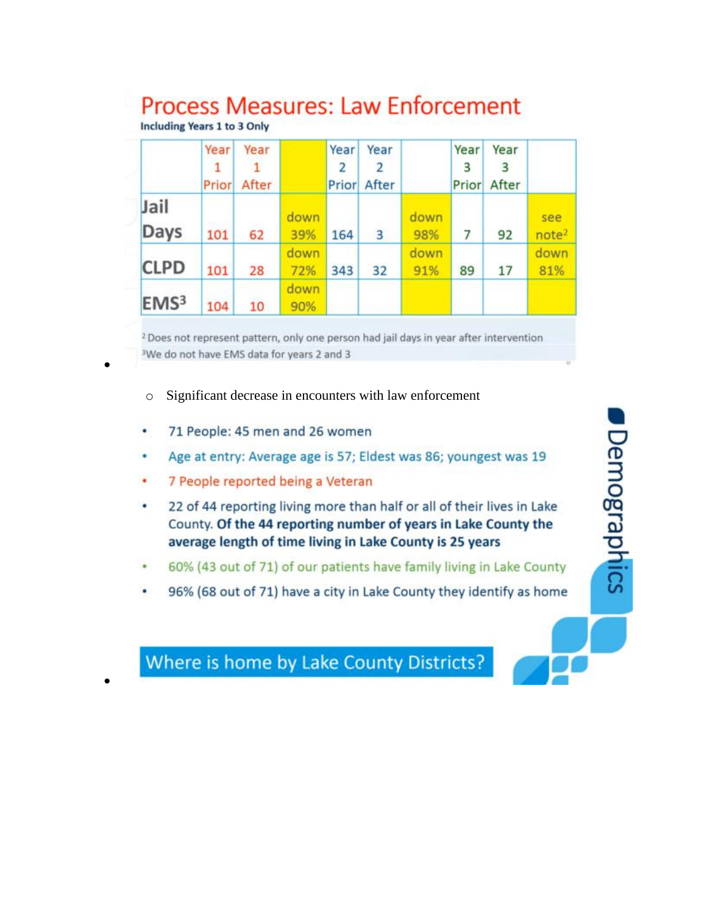## Process Measures: Law Enforcement

**Including Years 1 to 3 Only**

| | Year 1 Prior | Year 1 After | | Year 2 Prior | Year 2 After | | Year 3 Prior | Year 3 After | |
|---|---|---|---|---|---|---|---|---|---|
| Jail Days | 101 | 62 | down 39% | 164 | 3 | down 98% | 7 | 92 | see note[2] |
| CLPD | 101 | 28 | down 72% | 343 | 32 | down 91% | 89 | 17 | down 81% |
| EMS[3] | 104 | 10 | down 90% | | | | | | |

[2] Does not represent pattern, only one person had jail days in year after intervention
[3] We do not have EMS data for years 2 and 3

- Significant decrease in encounters with law enforcement

## Demographics

- 71 People: 45 men and 26 women
- Age at entry: Average age is 57; Eldest was 86; youngest was 19
- 7 People reported being a Veteran
- 22 of 44 reporting living more than half or all of their lives in Lake County. **Of the 44 reporting number of years in Lake County the average length of time living in Lake County is 25 years**
- 60% (43 out of 71) of our patients have family living in Lake County
- 96% (68 out of 71) have a city in Lake County they identify as home

## Where is home by Lake County Districts?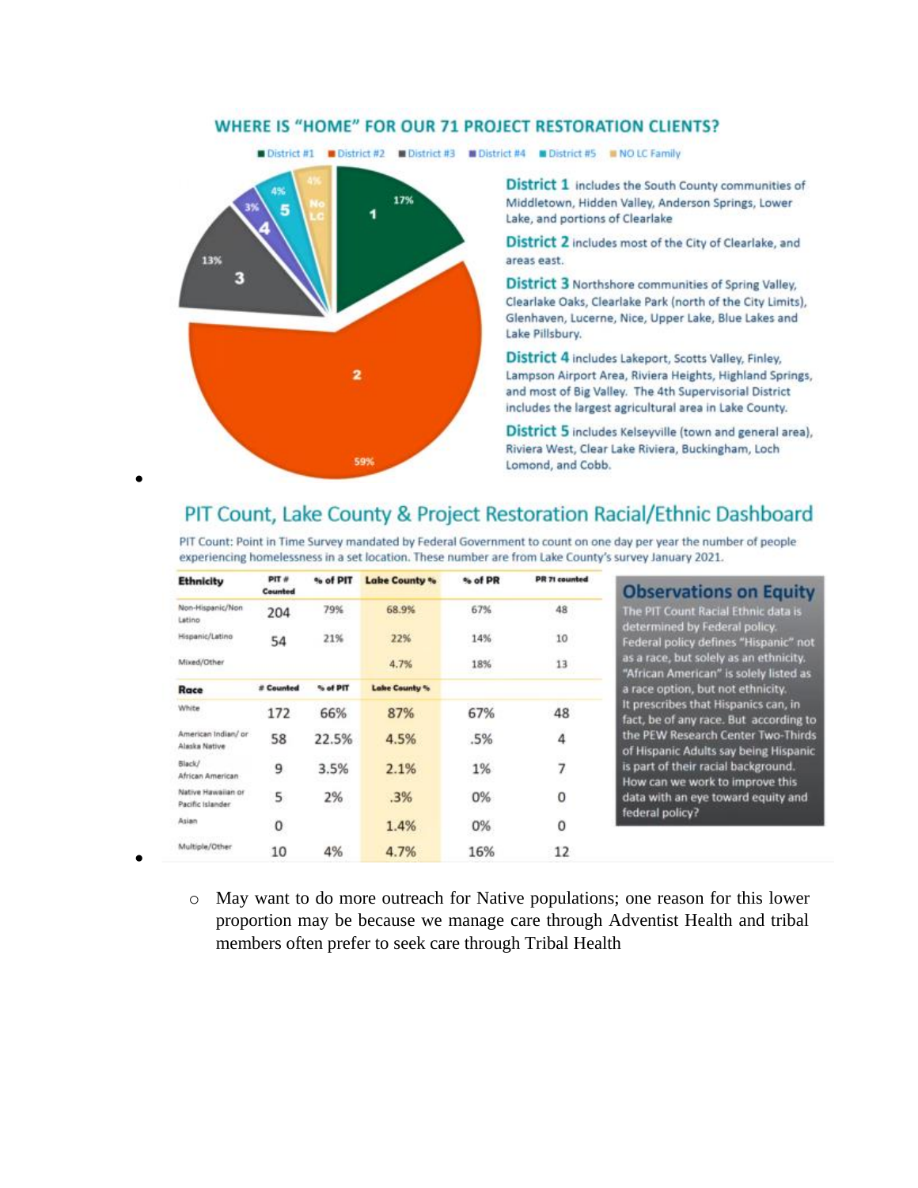## WHERE IS "HOME" FOR OUR 71 PROJECT RESTORATION CLIENTS?

District #1 · District #2 · District #3 · District #4 · District #5 · NO LC Family

1: 17%
2: 59%
3: 13%
4: 3%
5: 4%
No LC: 4%

**District 1** includes the South County communities of Middletown, Hidden Valley, Anderson Springs, Lower Lake, and portions of Clearlake

**District 2** includes most of the City of Clearlake, and areas east.

**District 3** Northshore communities of Spring Valley, Clearlake Oaks, Clearlake Park (north of the City Limits), Glenhaven, Lucerne, Nice, Upper Lake, Blue Lakes and Lake Pillsbury.

**District 4** includes Lakeport, Scotts Valley, Finley, Lampson Airport Area, Riviera Heights, Highland Springs, and most of Big Valley. The 4th Supervisorial District includes the largest agricultural area in Lake County.

**District 5** includes Kelseyville (town and general area), Riviera West, Clear Lake Riviera, Buckingham, Loch Lomond, and Cobb.

## PIT Count, Lake County & Project Restoration Racial/Ethnic Dashboard

PIT Count: Point in Time Survey mandated by Federal Government to count on one day per year the number of people experiencing homelessness in a set location. These number are from Lake County's survey January 2021.

| Ethnicity | PIT # Counted | % of PIT | Lake County % | % of PR | PR 71 counted |
|---|---|---|---|---|---|
| Non-Hispanic/Non Latino | 204 | 79% | 68.9% | 67% | 48 |
| Hispanic/Latino | 54 | 21% | 22% | 14% | 10 |
| Mixed/Other | | | 4.7% | 18% | 13 |
| **Race** | **# Counted** | **% of PIT** | **Lake County %** | | |
| White | 172 | 66% | 87% | 67% | 48 |
| American Indian/ or Alaska Native | 58 | 22.5% | 4.5% | .5% | 4 |
| Black/ African American | 9 | 3.5% | 2.1% | 1% | 7 |
| Native Hawaiian or Pacific Islander | 5 | 2% | .3% | 0% | 0 |
| Asian | 0 | | 1.4% | 0% | 0 |
| Multiple/Other | 10 | 4% | 4.7% | 16% | 12 |

### Observations on Equity

The PIT Count Racial Ethnic data is determined by Federal policy. Federal policy defines "Hispanic" not as a race, but solely as an ethnicity. "African American" is solely listed as a race option, but not ethnicity. It prescribes that Hispanics can, in fact, be of any race. But according to the PEW Research Center Two-Thirds of Hispanic Adults say being Hispanic is part of their racial background. How can we work to improve this data with an eye toward equity and federal policy?

- May want to do more outreach for Native populations; one reason for this lower proportion may be because we manage care through Adventist Health and tribal members often prefer to seek care through Tribal Health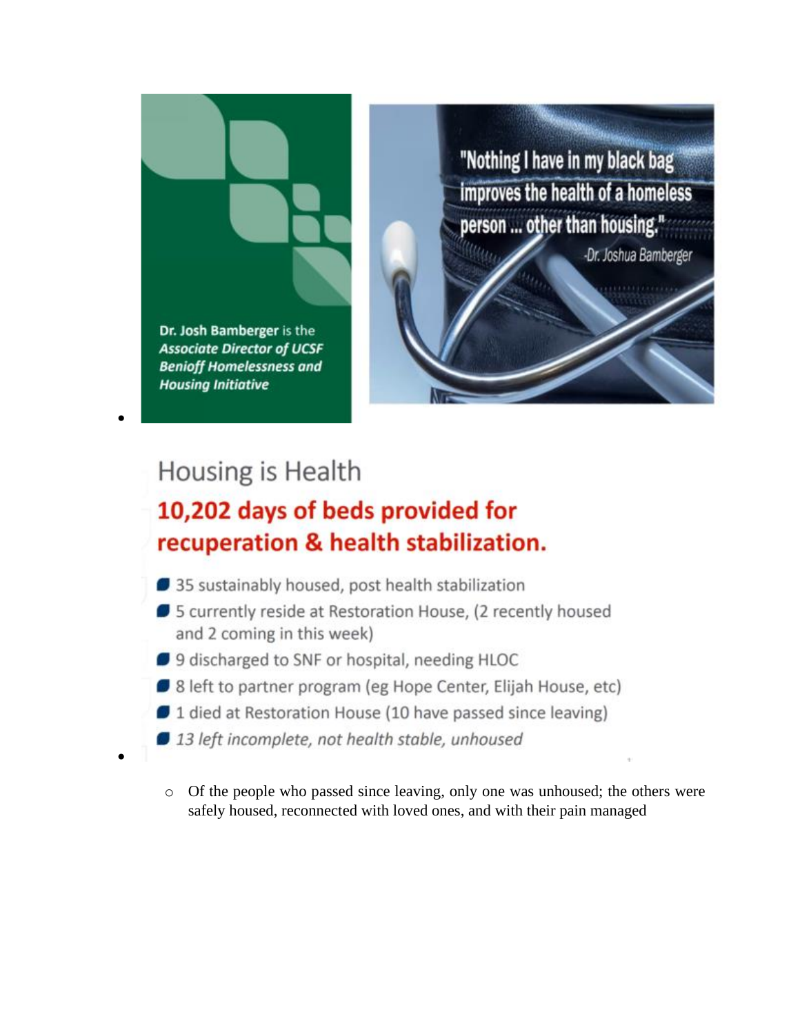- Dr. Josh Bamberger is the ***Associate Director of UCSF Benioff Homelessness and Housing Initiative***

  "Nothing I have in my black bag improves the health of a homeless person ... other than housing."
  -Dr. Joshua Bamberger

- Housing is Health

  **10,202 days of beds provided for recuperation & health stabilization.**

  - 35 sustainably housed, post health stabilization
  - 5 currently reside at Restoration House, (2 recently housed and 2 coming in this week)
  - 9 discharged to SNF or hospital, needing HLOC
  - 8 left to partner program (eg Hope Center, Elijah House, etc)
  - 1 died at Restoration House (10 have passed since leaving)
  - *13 left incomplete, not health stable, unhoused*

  - Of the people who passed since leaving, only one was unhoused; the others were safely housed, reconnected with loved ones, and with their pain managed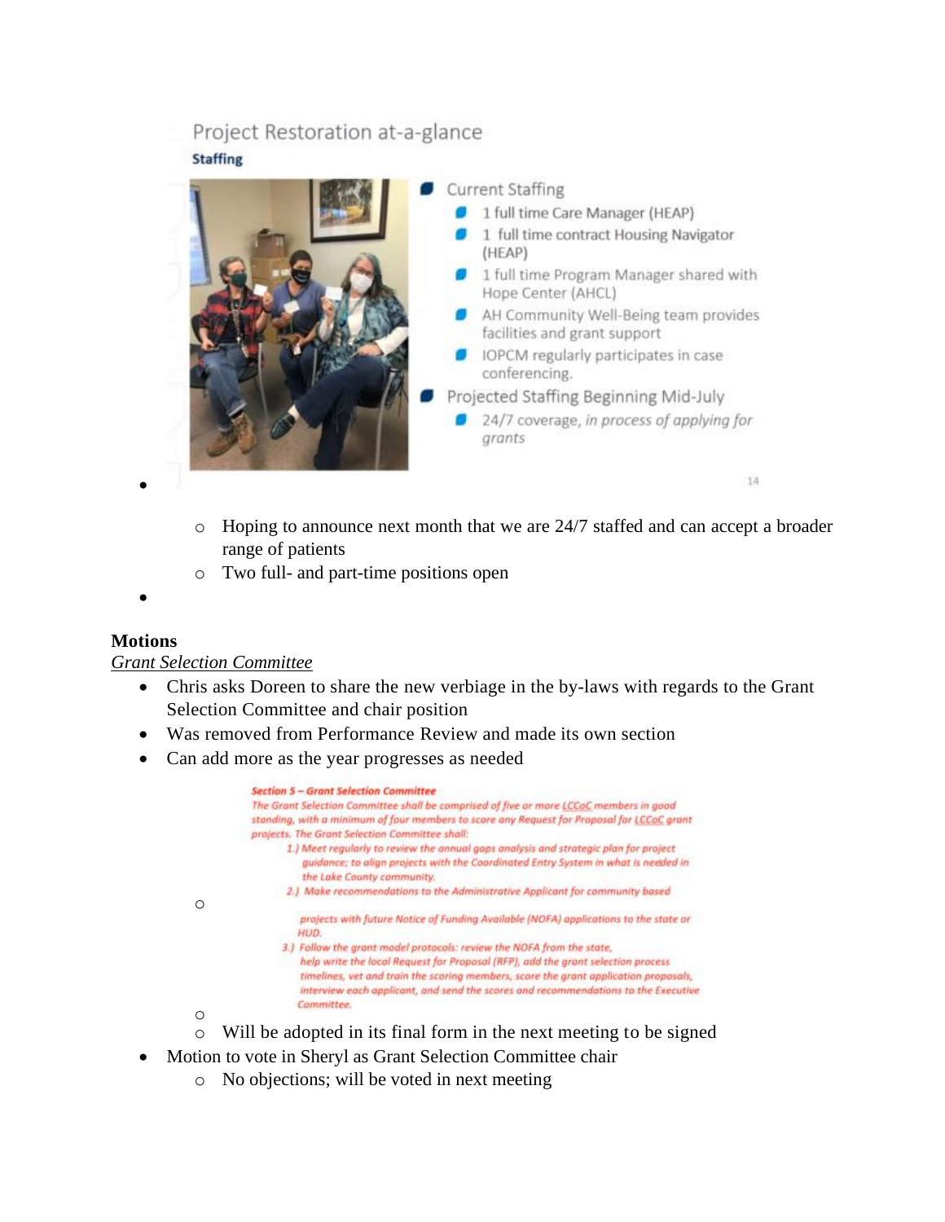Project Restoration at-a-glance

**Staffing**

- Current Staffing
  - 1 full time Care Manager (HEAP)
  - 1 full time contract Housing Navigator (HEAP)
  - 1 full time Program Manager shared with Hope Center (AHCL)
  - AH Community Well-Being team provides facilities and grant support
  - IOPCM regularly participates in case conferencing.
- Projected Staffing Beginning Mid-July
  - 24/7 coverage, *in process of applying for grants*

  - Hoping to announce next month that we are 24/7 staffed and can accept a broader range of patients
  - Two full- and part-time positions open

## Motions

*Grant Selection Committee*

- Chris asks Doreen to share the new verbiage in the by-laws with regards to the Grant Selection Committee and chair position
- Was removed from Performance Review and made its own section
- Can add more as the year progresses as needed
  - **Section 5 – Grant Selection Committee**

    The Grant Selection Committee shall be comprised of five or more LCCoC members in good standing, with a minimum of four members to score any Request for Proposal for LCCoC grant projects. The Grant Selection Committee shall:

    1.) Meet regularly to review the annual gaps analysis and strategic plan for project guidance; to align projects with the Coordinated Entry System in what is needed in the Lake County community.

    2.) Make recommendations to the Administrative Applicant for community based projects with future Notice of Funding Available (NOFA) applications to the state or HUD.

    3.) Follow the grant model protocols: review the NOFA from the state, help write the local Request for Proposal (RFP), add the grant selection process timelines, vet and train the scoring members, score the grant application proposals, interview each applicant, and send the scores and recommendations to the Executive Committee.
  - Will be adopted in its final form in the next meeting to be signed
- Motion to vote in Sheryl as Grant Selection Committee chair
  - No objections; will be voted in next meeting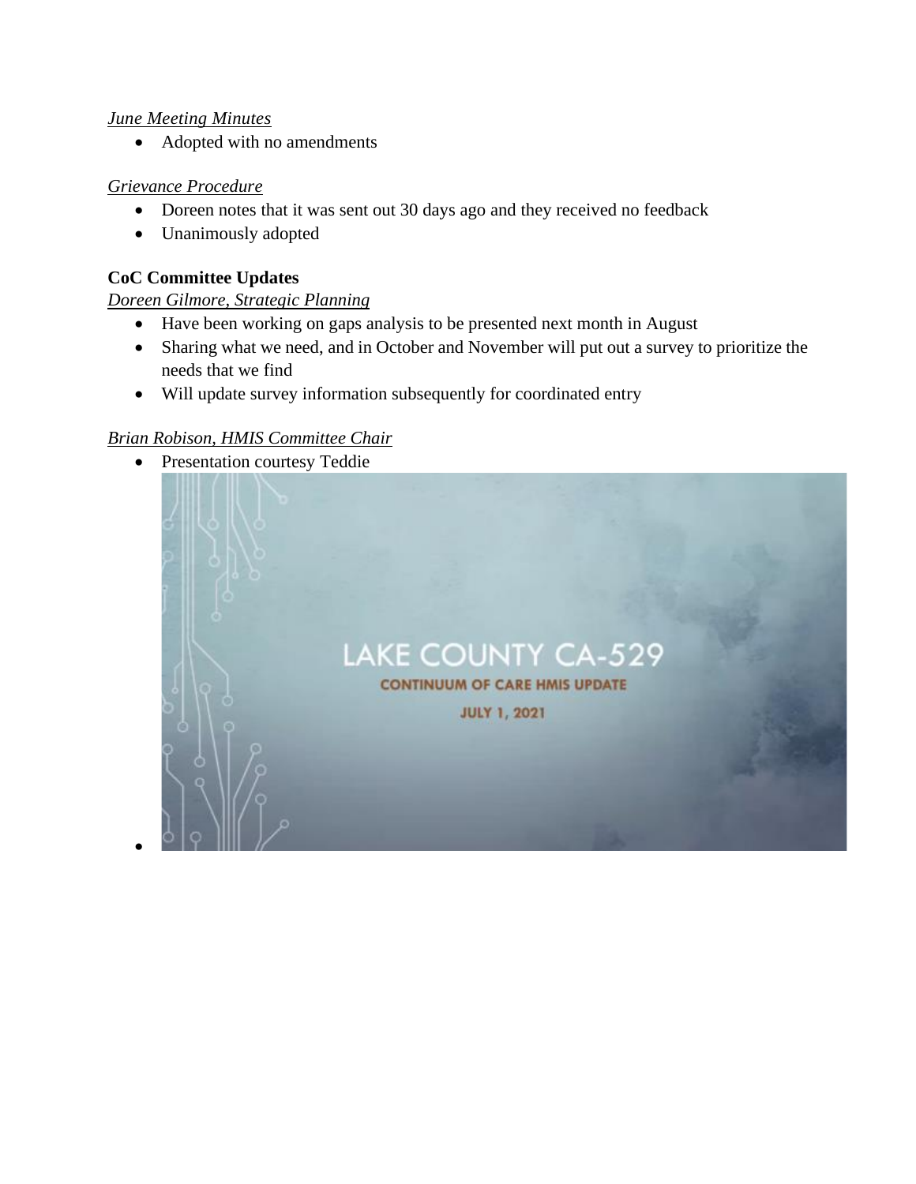*June Meeting Minutes*

- Adopted with no amendments

*Grievance Procedure*

- Doreen notes that it was sent out 30 days ago and they received no feedback
- Unanimously adopted

**CoC Committee Updates**

*Doreen Gilmore, Strategic Planning*

- Have been working on gaps analysis to be presented next month in August
- Sharing what we need, and in October and November will put out a survey to prioritize the needs that we find
- Will update survey information subsequently for coordinated entry

*Brian Robison, HMIS Committee Chair*

- Presentation courtesy Teddie
- LAKE COUNTY CA-529
  CONTINUUM OF CARE HMIS UPDATE
  JULY 1, 2021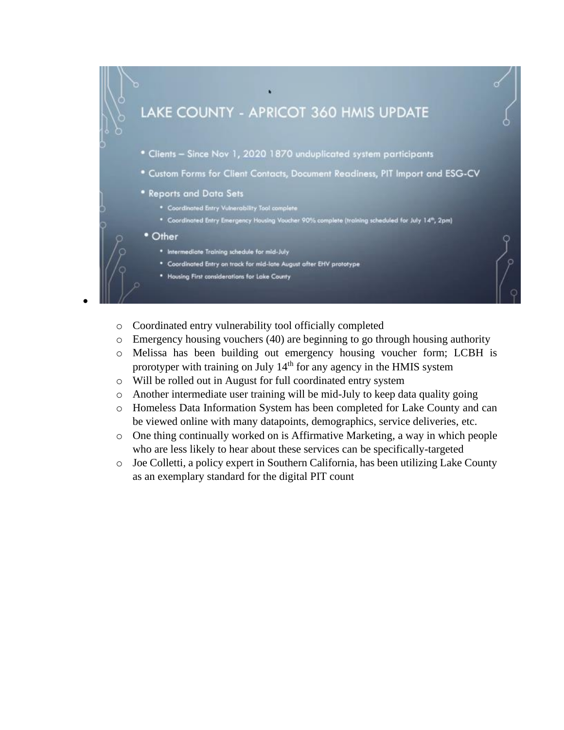## LAKE COUNTY - APRICOT 360 HMIS UPDATE

- Clients – Since Nov 1, 2020 1870 unduplicated system participants
- Custom Forms for Client Contacts, Document Readiness, PIT Import and ESG-CV
- Reports and Data Sets
  - Coordinated Entry Vulnerability Tool complete
  - Coordinated Entry Emergency Housing Voucher 90% complete (training scheduled for July 14th, 2pm)
- Other
  - Intermediate Training schedule for mid-July
  - Coordinated Entry on track for mid-late August after EHV prototype
  - Housing First considerations for Lake County

- 
  - Coordinated entry vulnerability tool officially completed
  - Emergency housing vouchers (40) are beginning to go through housing authority
  - Melissa has been building out emergency housing voucher form; LCBH is prorotyper with training on July 14th for any agency in the HMIS system
  - Will be rolled out in August for full coordinated entry system
  - Another intermediate user training will be mid-July to keep data quality going
  - Homeless Data Information System has been completed for Lake County and can be viewed online with many datapoints, demographics, service deliveries, etc.
  - One thing continually worked on is Affirmative Marketing, a way in which people who are less likely to hear about these services can be specifically-targeted
  - Joe Colletti, a policy expert in Southern California, has been utilizing Lake County as an exemplary standard for the digital PIT count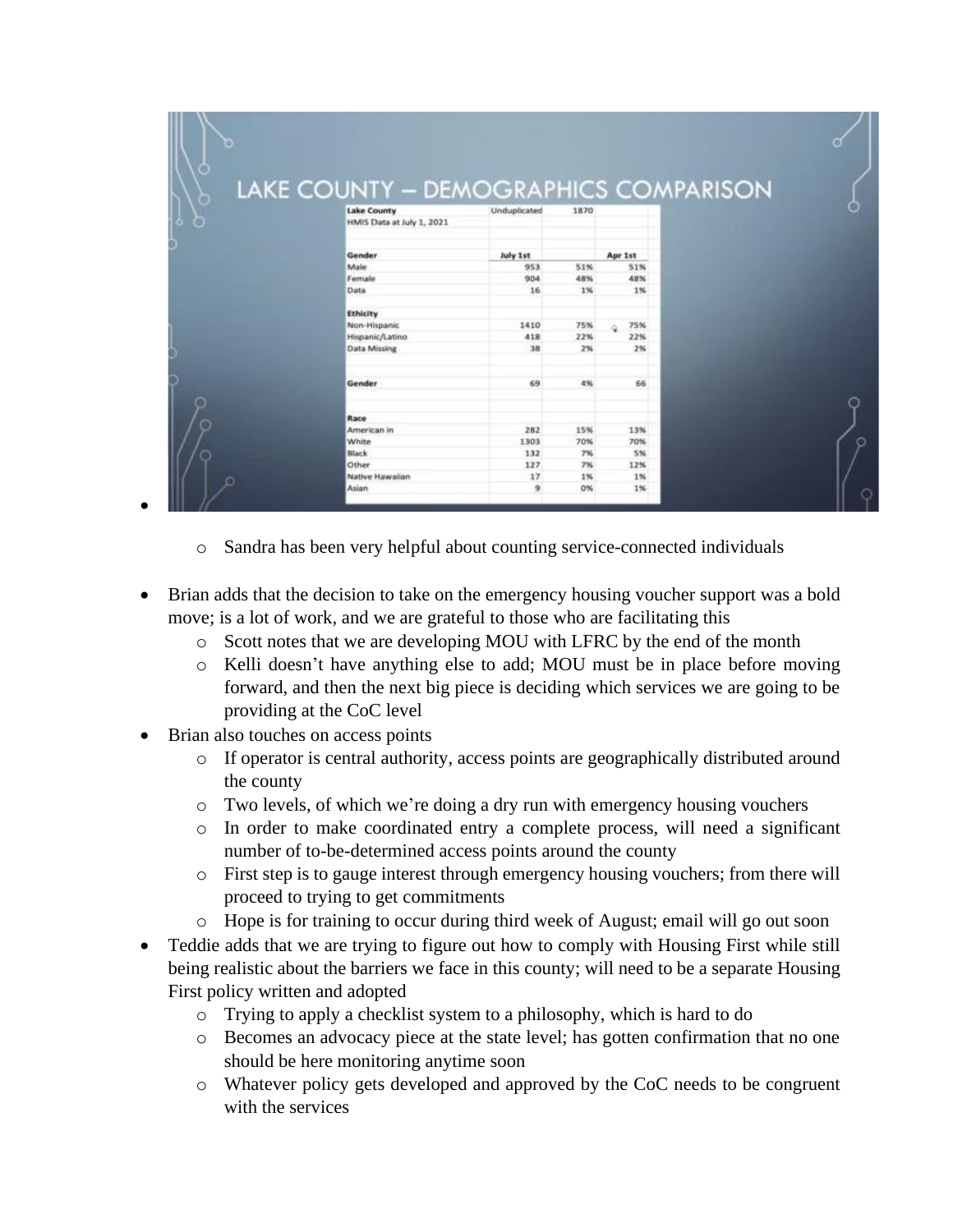## LAKE COUNTY – DEMOGRAPHICS COMPARISON

| Lake County | Unduplicated | 1870 | |
|---|---|---|---|
| HMIS Data at July 1, 2021 | | | |
| | | | |
| **Gender** | **July 1st** | | **Apr 1st** |
| Male | 953 | 51% | 51% |
| Female | 904 | 48% | 48% |
| Data | 16 | 1% | 1% |
| | | | |
| **Ethicity** | | | |
| Non-Hispanic | 1410 | 75% | 75% |
| Hispanic/Latino | 418 | 22% | 22% |
| Data Missing | 38 | 2% | 2% |
| | | | |
| **Gender** | 69 | 4% | 66 |
| | | | |
| **Race** | | | |
| American in | 282 | 15% | 13% |
| White | 1303 | 70% | 70% |
| Black | 132 | 7% | 5% |
| Other | 127 | 7% | 12% |
| Native Hawaiian | 17 | 1% | 1% |
| Asian | 9 | 0% | 1% |

- Sandra has been very helpful about counting service-connected individuals

- Brian adds that the decision to take on the emergency housing voucher support was a bold move; is a lot of work, and we are grateful to those who are facilitating this
  - Scott notes that we are developing MOU with LFRC by the end of the month
  - Kelli doesn't have anything else to add; MOU must be in place before moving forward, and then the next big piece is deciding which services we are going to be providing at the CoC level
- Brian also touches on access points
  - If operator is central authority, access points are geographically distributed around the county
  - Two levels, of which we're doing a dry run with emergency housing vouchers
  - In order to make coordinated entry a complete process, will need a significant number of to-be-determined access points around the county
  - First step is to gauge interest through emergency housing vouchers; from there will proceed to trying to get commitments
  - Hope is for training to occur during third week of August; email will go out soon
- Teddie adds that we are trying to figure out how to comply with Housing First while still being realistic about the barriers we face in this county; will need to be a separate Housing First policy written and adopted
  - Trying to apply a checklist system to a philosophy, which is hard to do
  - Becomes an advocacy piece at the state level; has gotten confirmation that no one should be here monitoring anytime soon
  - Whatever policy gets developed and approved by the CoC needs to be congruent with the services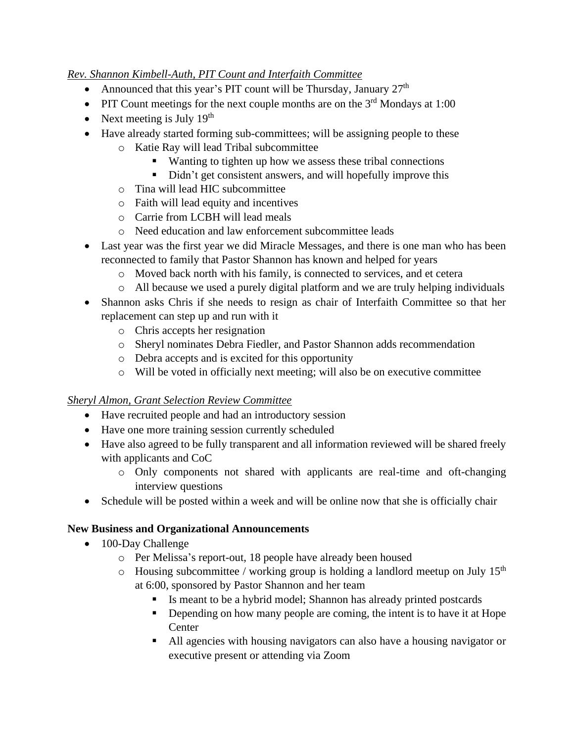*Rev. Shannon Kimbell-Auth, PIT Count and Interfaith Committee*

- Announced that this year's PIT count will be Thursday, January 27th
- PIT Count meetings for the next couple months are on the 3rd Mondays at 1:00
- Next meeting is July 19th
- Have already started forming sub-committees; will be assigning people to these
    - Katie Ray will lead Tribal subcommittee
        - Wanting to tighten up how we assess these tribal connections
        - Didn't get consistent answers, and will hopefully improve this
    - Tina will lead HIC subcommittee
    - Faith will lead equity and incentives
    - Carrie from LCBH will lead meals
    - Need education and law enforcement subcommittee leads
- Last year was the first year we did Miracle Messages, and there is one man who has been reconnected to family that Pastor Shannon has known and helped for years
    - Moved back north with his family, is connected to services, and et cetera
    - All because we used a purely digital platform and we are truly helping individuals
- Shannon asks Chris if she needs to resign as chair of Interfaith Committee so that her replacement can step up and run with it
    - Chris accepts her resignation
    - Sheryl nominates Debra Fiedler, and Pastor Shannon adds recommendation
    - Debra accepts and is excited for this opportunity
    - Will be voted in officially next meeting; will also be on executive committee

*Sheryl Almon, Grant Selection Review Committee*

- Have recruited people and had an introductory session
- Have one more training session currently scheduled
- Have also agreed to be fully transparent and all information reviewed will be shared freely with applicants and CoC
    - Only components not shared with applicants are real-time and oft-changing interview questions
- Schedule will be posted within a week and will be online now that she is officially chair

**New Business and Organizational Announcements**

- 100-Day Challenge
    - Per Melissa's report-out, 18 people have already been housed
    - Housing subcommittee / working group is holding a landlord meetup on July 15th at 6:00, sponsored by Pastor Shannon and her team
        - Is meant to be a hybrid model; Shannon has already printed postcards
        - Depending on how many people are coming, the intent is to have it at Hope Center
        - All agencies with housing navigators can also have a housing navigator or executive present or attending via Zoom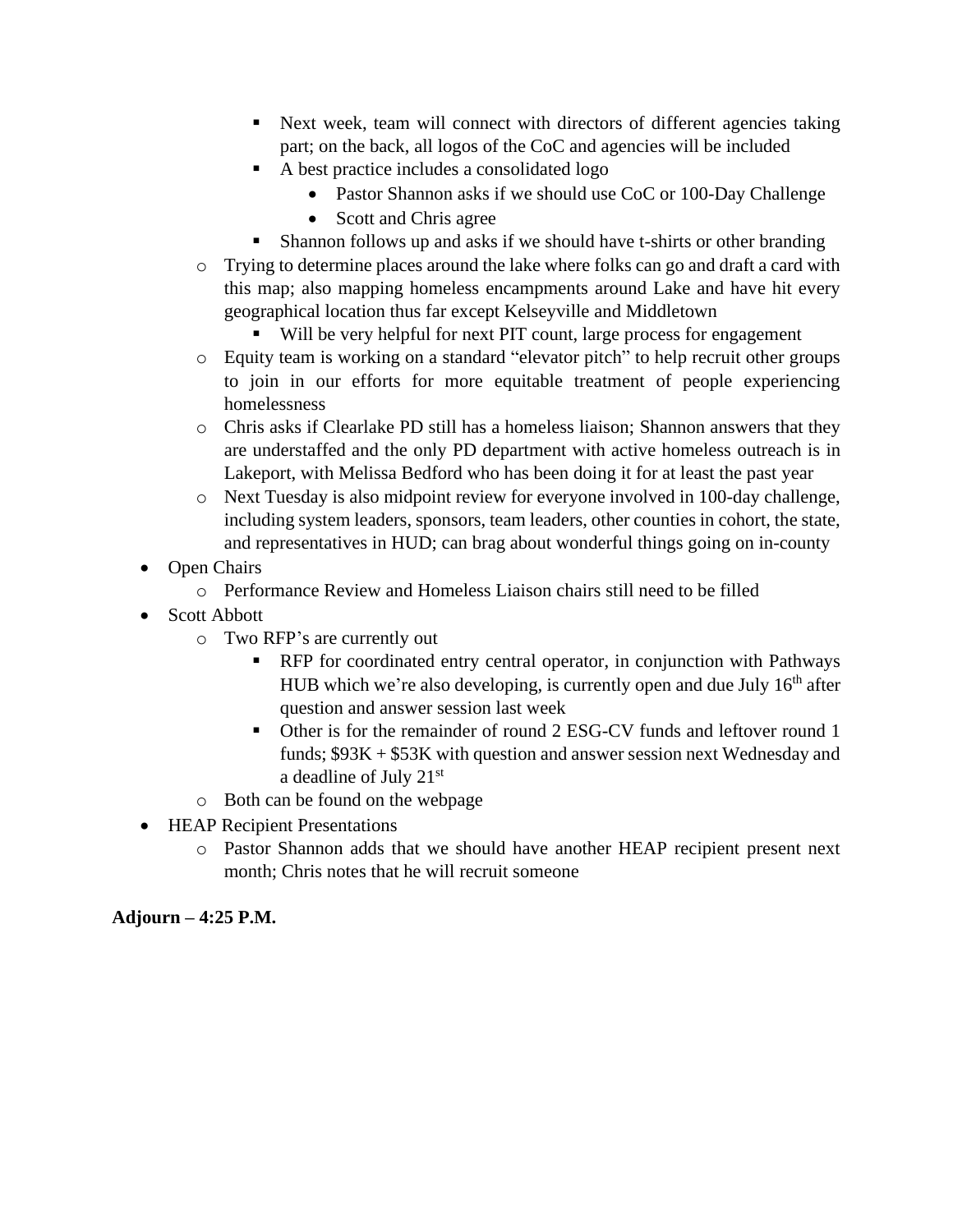- Next week, team will connect with directors of different agencies taking part; on the back, all logos of the CoC and agencies will be included
        - A best practice includes a consolidated logo
            - Pastor Shannon asks if we should use CoC or 100-Day Challenge
            - Scott and Chris agree
        - Shannon follows up and asks if we should have t-shirts or other branding
    - Trying to determine places around the lake where folks can go and draft a card with this map; also mapping homeless encampments around Lake and have hit every geographical location thus far except Kelseyville and Middletown
        - Will be very helpful for next PIT count, large process for engagement
    - Equity team is working on a standard "elevator pitch" to help recruit other groups to join in our efforts for more equitable treatment of people experiencing homelessness
    - Chris asks if Clearlake PD still has a homeless liaison; Shannon answers that they are understaffed and the only PD department with active homeless outreach is in Lakeport, with Melissa Bedford who has been doing it for at least the past year
    - Next Tuesday is also midpoint review for everyone involved in 100-day challenge, including system leaders, sponsors, team leaders, other counties in cohort, the state, and representatives in HUD; can brag about wonderful things going on in-county
- Open Chairs
    - Performance Review and Homeless Liaison chairs still need to be filled
- Scott Abbott
    - Two RFP's are currently out
        - RFP for coordinated entry central operator, in conjunction with Pathways HUB which we're also developing, is currently open and due July 16th after question and answer session last week
        - Other is for the remainder of round 2 ESG-CV funds and leftover round 1 funds; $93K + $53K with question and answer session next Wednesday and a deadline of July 21st
    - Both can be found on the webpage
- HEAP Recipient Presentations
    - Pastor Shannon adds that we should have another HEAP recipient present next month; Chris notes that he will recruit someone

**Adjourn – 4:25 P.M.**